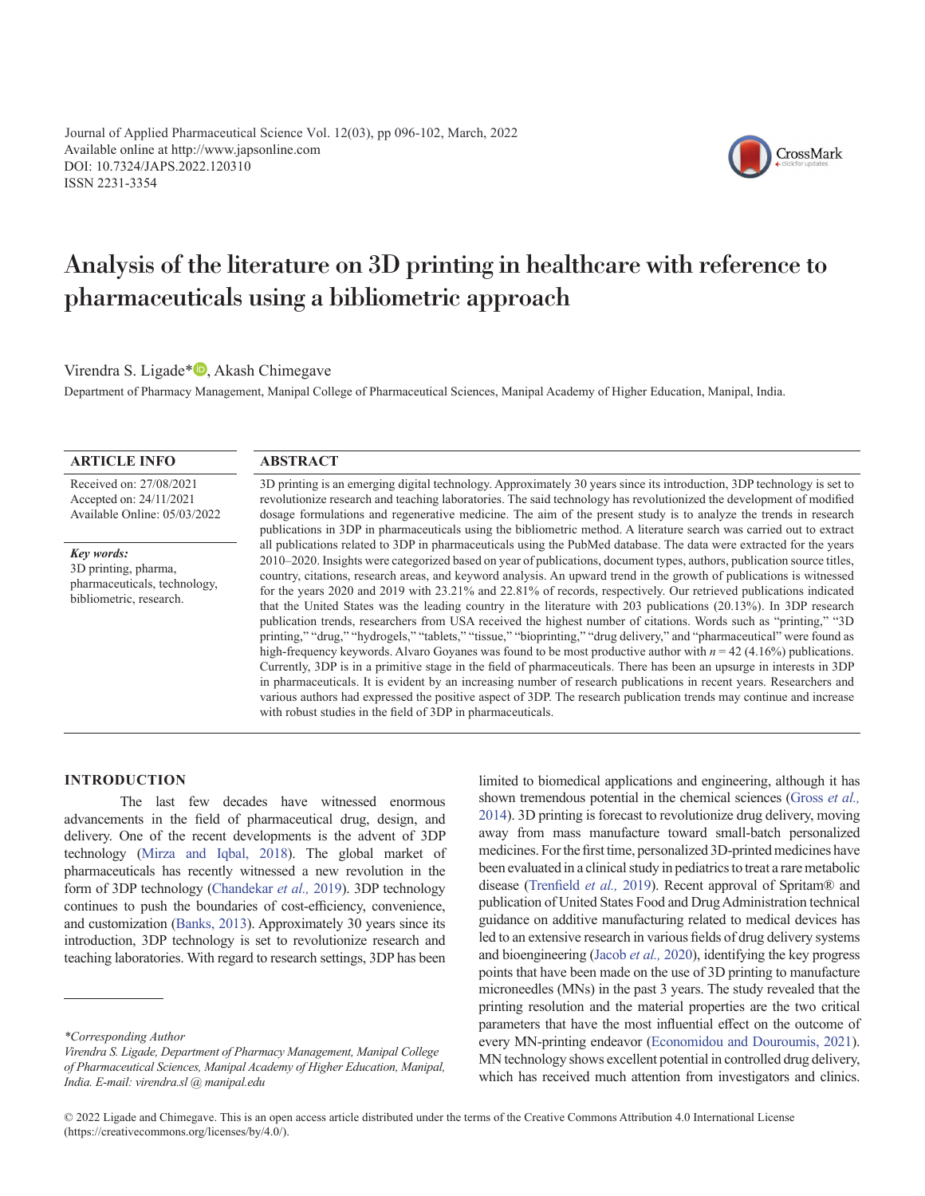Journal of Applied Pharmaceutical Science Vol. 12(03), pp 096-102, March, 2022
Available online at http://www.japsonline.com
DOI: 10.7324/JAPS.2022.120310
ISSN 2231-3354

# Analysis of the literature on 3D printing in healthcare with reference to pharmaceuticals using a bibliometric approach

Virendra S. Ligade*, Akash Chimegave

Department of Pharmacy Management, Manipal College of Pharmaceutical Sciences, Manipal Academy of Higher Education, Manipal, India.

**ARTICLE INFO**

Received on: 27/08/2021
Accepted on: 24/11/2021
Available Online: 05/03/2022

***Key words:***
3D printing, pharma, pharmaceuticals, technology, bibliometric, research.

**ABSTRACT**

3D printing is an emerging digital technology. Approximately 30 years since its introduction, 3DP technology is set to revolutionize research and teaching laboratories. The said technology has revolutionized the development of modified dosage formulations and regenerative medicine. The aim of the present study is to analyze the trends in research publications in 3DP in pharmaceuticals using the bibliometric method. A literature search was carried out to extract all publications related to 3DP in pharmaceuticals using the PubMed database. The data were extracted for the years 2010–2020. Insights were categorized based on year of publications, document types, authors, publication source titles, country, citations, research areas, and keyword analysis. An upward trend in the growth of publications is witnessed for the years 2020 and 2019 with 23.21% and 22.81% of records, respectively. Our retrieved publications indicated that the United States was the leading country in the literature with 203 publications (20.13%). In 3DP research publication trends, researchers from USA received the highest number of citations. Words such as "printing," "3D printing," "drug," "hydrogels," "tablets," "tissue," "bioprinting," "drug delivery," and "pharmaceutical" were found as high-frequency keywords. Alvaro Goyanes was found to be most productive author with $n = 42$ (4.16%) publications. Currently, 3DP is in a primitive stage in the field of pharmaceuticals. There has been an upsurge in interests in 3DP in pharmaceuticals. It is evident by an increasing number of research publications in recent years. Researchers and various authors had expressed the positive aspect of 3DP. The research publication trends may continue and increase with robust studies in the field of 3DP in pharmaceuticals.

## INTRODUCTION

The last few decades have witnessed enormous advancements in the field of pharmaceutical drug, design, and delivery. One of the recent developments is the advent of 3DP technology (Mirza and Iqbal, 2018). The global market of pharmaceuticals has recently witnessed a new revolution in the form of 3DP technology (Chandekar *et al.,* 2019). 3DP technology continues to push the boundaries of cost-efficiency, convenience, and customization (Banks, 2013). Approximately 30 years since its introduction, 3DP technology is set to revolutionize research and teaching laboratories. With regard to research settings, 3DP has been limited to biomedical applications and engineering, although it has shown tremendous potential in the chemical sciences (Gross *et al.,* 2014). 3D printing is forecast to revolutionize drug delivery, moving away from mass manufacture toward small-batch personalized medicines. For the first time, personalized 3D-printed medicines have been evaluated in a clinical study in pediatrics to treat a rare metabolic disease (Trenfield *et al.,* 2019). Recent approval of Spritam® and publication of United States Food and Drug Administration technical guidance on additive manufacturing related to medical devices has led to an extensive research in various fields of drug delivery systems and bioengineering (Jacob *et al.,* 2020), identifying the key progress points that have been made on the use of 3D printing to manufacture microneedles (MNs) in the past 3 years. The study revealed that the printing resolution and the material properties are the two critical parameters that have the most influential effect on the outcome of every MN-printing endeavor (Economidou and Douroumis, 2021). MN technology shows excellent potential in controlled drug delivery, which has received much attention from investigators and clinics.

*Corresponding Author*
*Virendra S. Ligade, Department of Pharmacy Management, Manipal College of Pharmaceutical Sciences, Manipal Academy of Higher Education, Manipal, India. E-mail: virendra.sl @ manipal.edu*

© 2022 Ligade and Chimegave. This is an open access article distributed under the terms of the Creative Commons Attribution 4.0 International License (https://creativecommons.org/licenses/by/4.0/).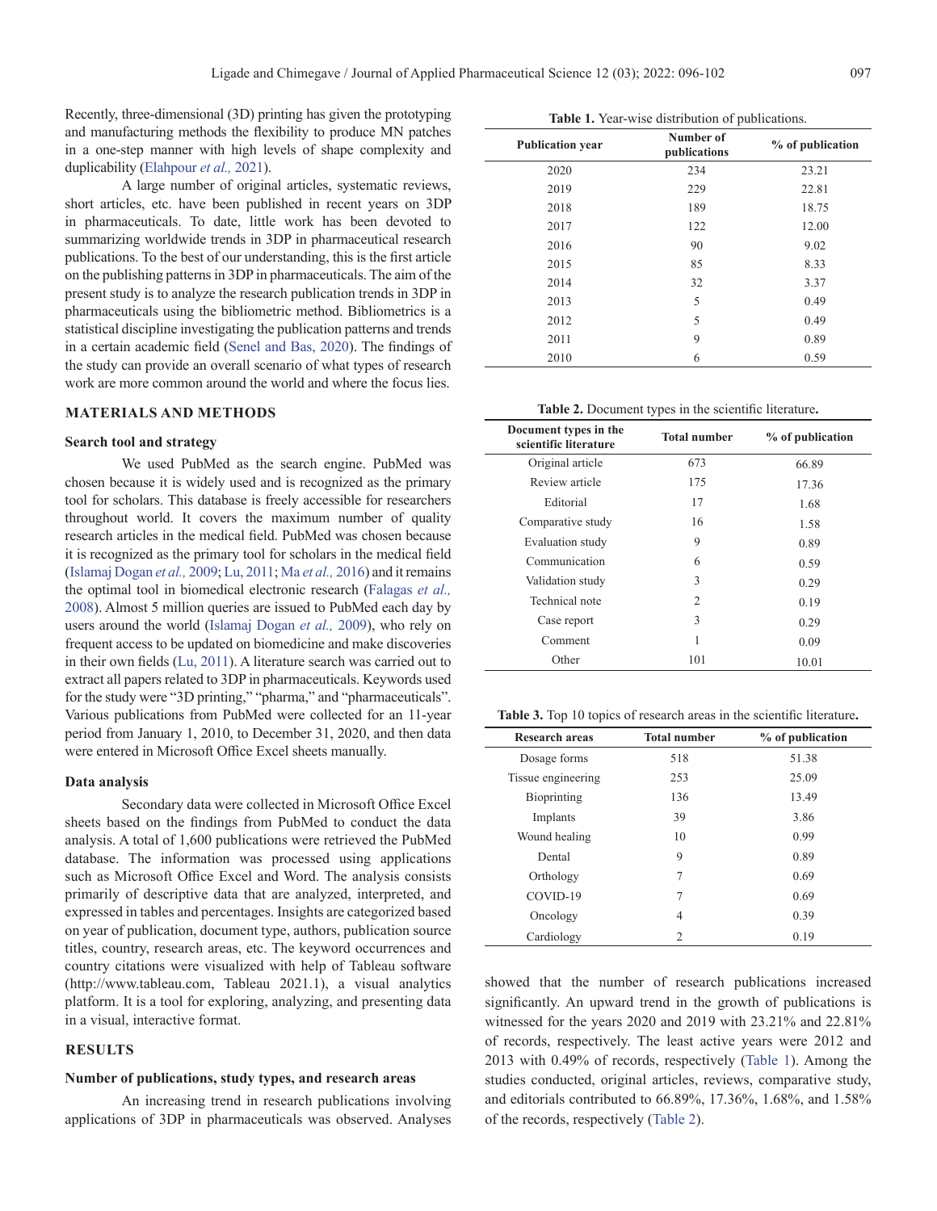Recently, three-dimensional (3D) printing has given the prototyping and manufacturing methods the flexibility to produce MN patches in a one-step manner with high levels of shape complexity and duplicability (Elahpour *et al.,* 2021).

A large number of original articles, systematic reviews, short articles, etc. have been published in recent years on 3DP in pharmaceuticals. To date, little work has been devoted to summarizing worldwide trends in 3DP in pharmaceutical research publications. To the best of our understanding, this is the first article on the publishing patterns in 3DP in pharmaceuticals. The aim of the present study is to analyze the research publication trends in 3DP in pharmaceuticals using the bibliometric method. Bibliometrics is a statistical discipline investigating the publication patterns and trends in a certain academic field (Senel and Bas, 2020). The findings of the study can provide an overall scenario of what types of research work are more common around the world and where the focus lies.

## MATERIALS AND METHODS

### Search tool and strategy

We used PubMed as the search engine. PubMed was chosen because it is widely used and is recognized as the primary tool for scholars. This database is freely accessible for researchers throughout world. It covers the maximum number of quality research articles in the medical field. PubMed was chosen because it is recognized as the primary tool for scholars in the medical field (Islamaj Dogan *et al.,* 2009; Lu, 2011; Ma *et al.,* 2016) and it remains the optimal tool in biomedical electronic research (Falagas *et al.,* 2008). Almost 5 million queries are issued to PubMed each day by users around the world (Islamaj Dogan *et al.,* 2009), who rely on frequent access to be updated on biomedicine and make discoveries in their own fields (Lu, 2011). A literature search was carried out to extract all papers related to 3DP in pharmaceuticals. Keywords used for the study were "3D printing," "pharma," and "pharmaceuticals". Various publications from PubMed were collected for an 11-year period from January 1, 2010, to December 31, 2020, and then data were entered in Microsoft Office Excel sheets manually.

### Data analysis

Secondary data were collected in Microsoft Office Excel sheets based on the findings from PubMed to conduct the data analysis. A total of 1,600 publications were retrieved the PubMed database. The information was processed using applications such as Microsoft Office Excel and Word. The analysis consists primarily of descriptive data that are analyzed, interpreted, and expressed in tables and percentages. Insights are categorized based on year of publication, document type, authors, publication source titles, country, research areas, etc. The keyword occurrences and country citations were visualized with help of Tableau software (http://www.tableau.com, Tableau 2021.1), a visual analytics platform. It is a tool for exploring, analyzing, and presenting data in a visual, interactive format.

## RESULTS

### Number of publications, study types, and research areas

An increasing trend in research publications involving applications of 3DP in pharmaceuticals was observed. Analyses showed that the number of research publications increased significantly. An upward trend in the growth of publications is witnessed for the years 2020 and 2019 with 23.21% and 22.81% of records, respectively. The least active years were 2012 and 2013 with 0.49% of records, respectively (Table 1). Among the studies conducted, original articles, reviews, comparative study, and editorials contributed to 66.89%, 17.36%, 1.68%, and 1.58% of the records, respectively (Table 2).

**Table 1.** Year-wise distribution of publications.

| Publication year | Number of publications | % of publication |
|---|---|---|
| 2020 | 234 | 23.21 |
| 2019 | 229 | 22.81 |
| 2018 | 189 | 18.75 |
| 2017 | 122 | 12.00 |
| 2016 | 90 | 9.02 |
| 2015 | 85 | 8.33 |
| 2014 | 32 | 3.37 |
| 2013 | 5 | 0.49 |
| 2012 | 5 | 0.49 |
| 2011 | 9 | 0.89 |
| 2010 | 6 | 0.59 |

**Table 2.** Document types in the scientific literature**.**

| Document types in the scientific literature | Total number | % of publication |
|---|---|---|
| Original article | 673 | 66.89 |
| Review article | 175 | 17.36 |
| Editorial | 17 | 1.68 |
| Comparative study | 16 | 1.58 |
| Evaluation study | 9 | 0.89 |
| Communication | 6 | 0.59 |
| Validation study | 3 | 0.29 |
| Technical note | 2 | 0.19 |
| Case report | 3 | 0.29 |
| Comment | 1 | 0.09 |
| Other | 101 | 10.01 |

**Table 3.** Top 10 topics of research areas in the scientific literature**.**

| Research areas | Total number | % of publication |
|---|---|---|
| Dosage forms | 518 | 51.38 |
| Tissue engineering | 253 | 25.09 |
| Bioprinting | 136 | 13.49 |
| Implants | 39 | 3.86 |
| Wound healing | 10 | 0.99 |
| Dental | 9 | 0.89 |
| Orthology | 7 | 0.69 |
| COVID-19 | 7 | 0.69 |
| Oncology | 4 | 0.39 |
| Cardiology | 2 | 0.19 |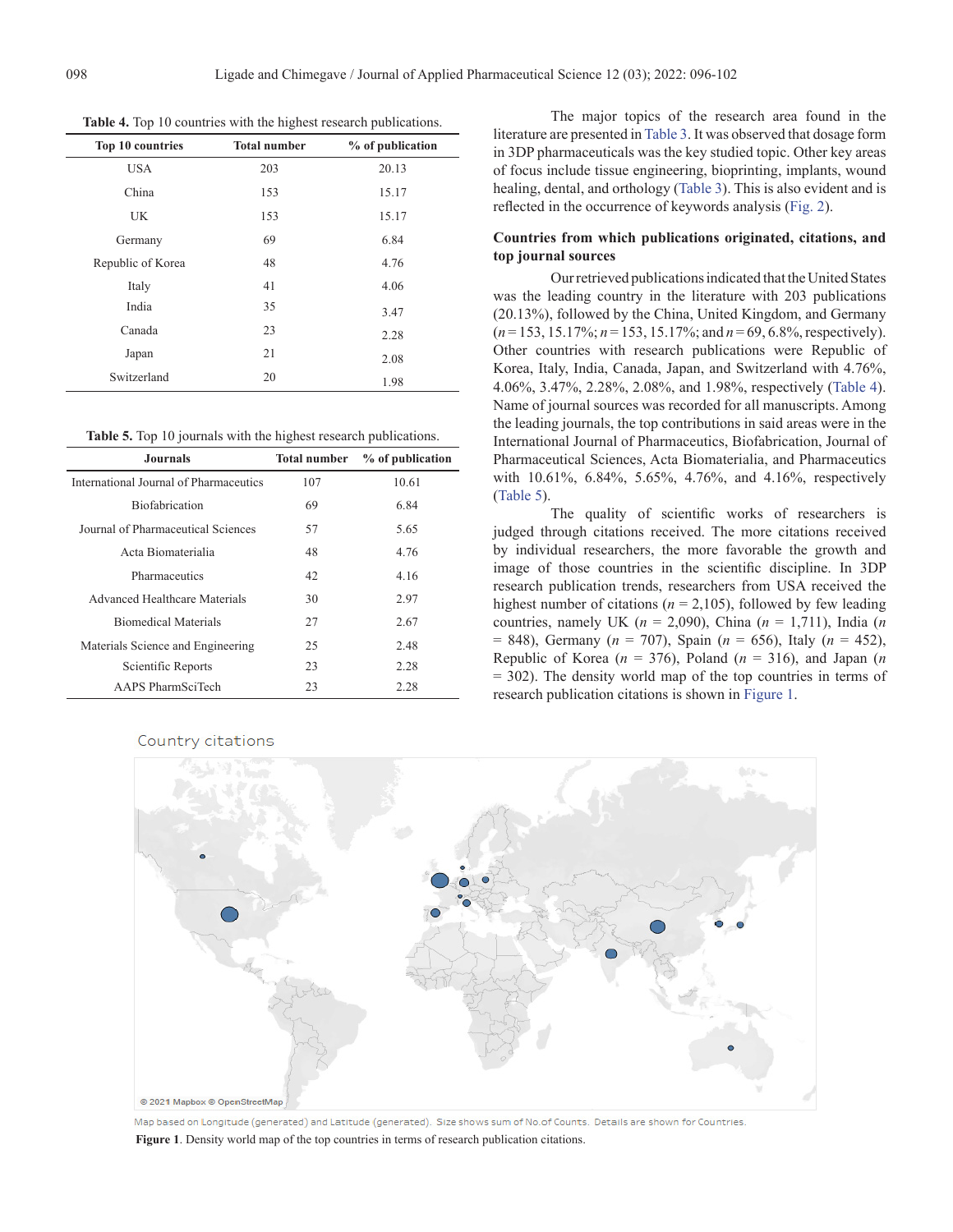**Table 4.** Top 10 countries with the highest research publications.

| Top 10 countries | Total number | % of publication |
|---|---|---|
| USA | 203 | 20.13 |
| China | 153 | 15.17 |
| UK | 153 | 15.17 |
| Germany | 69 | 6.84 |
| Republic of Korea | 48 | 4.76 |
| Italy | 41 | 4.06 |
| India | 35 | 3.47 |
| Canada | 23 | 2.28 |
| Japan | 21 | 2.08 |
| Switzerland | 20 | 1.98 |

**Table 5.** Top 10 journals with the highest research publications.

| Journals | Total number | % of publication |
|---|---|---|
| International Journal of Pharmaceutics | 107 | 10.61 |
| Biofabrication | 69 | 6.84 |
| Journal of Pharmaceutical Sciences | 57 | 5.65 |
| Acta Biomaterialia | 48 | 4.76 |
| Pharmaceutics | 42 | 4.16 |
| Advanced Healthcare Materials | 30 | 2.97 |
| Biomedical Materials | 27 | 2.67 |
| Materials Science and Engineering | 25 | 2.48 |
| Scientific Reports | 23 | 2.28 |
| AAPS PharmSciTech | 23 | 2.28 |

The major topics of the research area found in the literature are presented in Table 3. It was observed that dosage form in 3DP pharmaceuticals was the key studied topic. Other key areas of focus include tissue engineering, bioprinting, implants, wound healing, dental, and orthology (Table 3). This is also evident and is reflected in the occurrence of keywords analysis (Fig. 2).

**Countries from which publications originated, citations, and top journal sources**

Our retrieved publications indicated that the United States was the leading country in the literature with 203 publications (20.13%), followed by the China, United Kingdom, and Germany ($n$ = 153, 15.17%; $n$ = 153, 15.17%; and $n$ = 69, 6.8%, respectively). Other countries with research publications were Republic of Korea, Italy, India, Canada, Japan, and Switzerland with 4.76%, 4.06%, 3.47%, 2.28%, 2.08%, and 1.98%, respectively (Table 4). Name of journal sources was recorded for all manuscripts. Among the leading journals, the top contributions in said areas were in the International Journal of Pharmaceutics, Biofabrication, Journal of Pharmaceutical Sciences, Acta Biomaterialia, and Pharmaceutics with 10.61%, 6.84%, 5.65%, 4.76%, and 4.16%, respectively (Table 5).

The quality of scientific works of researchers is judged through citations received. The more citations received by individual researchers, the more favorable the growth and image of those countries in the scientific discipline. In 3DP research publication trends, researchers from USA received the highest number of citations ($n$ = 2,105), followed by few leading countries, namely UK ($n$ = 2,090), China ($n$ = 1,711), India ($n$ = 848), Germany ($n$ = 707), Spain ($n$ = 656), Italy ($n$ = 452), Republic of Korea ($n$ = 376), Poland ($n$ = 316), and Japan ($n$ = 302). The density world map of the top countries in terms of research publication citations is shown in Figure 1.

Country citations

Map based on Longitude (generated) and Latitude (generated). Size shows sum of No.of Counts. Details are shown for Countries.

**Figure 1**. Density world map of the top countries in terms of research publication citations.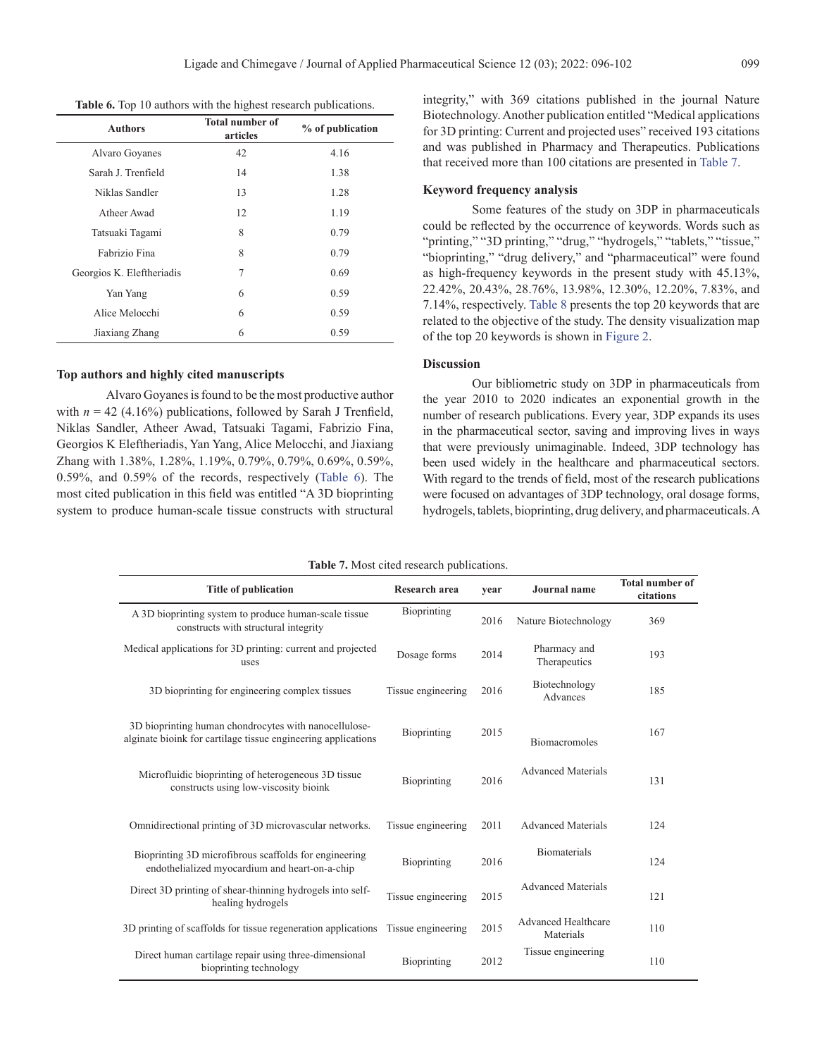**Table 6.** Top 10 authors with the highest research publications.

| Authors | Total number of articles | % of publication |
|---|---|---|
| Alvaro Goyanes | 42 | 4.16 |
| Sarah J. Trenfield | 14 | 1.38 |
| Niklas Sandler | 13 | 1.28 |
| Atheer Awad | 12 | 1.19 |
| Tatsuaki Tagami | 8 | 0.79 |
| Fabrizio Fina | 8 | 0.79 |
| Georgios K. Eleftheriadis | 7 | 0.69 |
| Yan Yang | 6 | 0.59 |
| Alice Melocchi | 6 | 0.59 |
| Jiaxiang Zhang | 6 | 0.59 |

### Top authors and highly cited manuscripts

Alvaro Goyanes is found to be the most productive author with $n = 42$ (4.16%) publications, followed by Sarah J Trenfield, Niklas Sandler, Atheer Awad, Tatsuaki Tagami, Fabrizio Fina, Georgios K Eleftheriadis, Yan Yang, Alice Melocchi, and Jiaxiang Zhang with 1.38%, 1.28%, 1.19%, 0.79%, 0.79%, 0.69%, 0.59%, 0.59%, and 0.59% of the records, respectively (Table 6). The most cited publication in this field was entitled "A 3D bioprinting system to produce human-scale tissue constructs with structural integrity," with 369 citations published in the journal Nature Biotechnology. Another publication entitled "Medical applications for 3D printing: Current and projected uses" received 193 citations and was published in Pharmacy and Therapeutics. Publications that received more than 100 citations are presented in Table 7.

### Keyword frequency analysis

Some features of the study on 3DP in pharmaceuticals could be reflected by the occurrence of keywords. Words such as "printing," "3D printing," "drug," "hydrogels," "tablets," "tissue," "bioprinting," "drug delivery," and "pharmaceutical" were found as high-frequency keywords in the present study with 45.13%, 22.42%, 20.43%, 28.76%, 13.98%, 12.30%, 12.20%, 7.83%, and 7.14%, respectively. Table 8 presents the top 20 keywords that are related to the objective of the study. The density visualization map of the top 20 keywords is shown in Figure 2.

### Discussion

Our bibliometric study on 3DP in pharmaceuticals from the year 2010 to 2020 indicates an exponential growth in the number of research publications. Every year, 3DP expands its uses in the pharmaceutical sector, saving and improving lives in ways that were previously unimaginable. Indeed, 3DP technology has been used widely in the healthcare and pharmaceutical sectors. With regard to the trends of field, most of the research publications were focused on advantages of 3DP technology, oral dosage forms, hydrogels, tablets, bioprinting, drug delivery, and pharmaceuticals. A

**Table 7.** Most cited research publications.

| Title of publication | Research area | year | Journal name | Total number of citations |
|---|---|---|---|---|
| A 3D bioprinting system to produce human-scale tissue constructs with structural integrity | Bioprinting | 2016 | Nature Biotechnology | 369 |
| Medical applications for 3D printing: current and projected uses | Dosage forms | 2014 | Pharmacy and Therapeutics | 193 |
| 3D bioprinting for engineering complex tissues | Tissue engineering | 2016 | Biotechnology Advances | 185 |
| 3D bioprinting human chondrocytes with nanocellulose-alginate bioink for cartilage tissue engineering applications | Bioprinting | 2015 | Biomacromoles | 167 |
| Microfluidic bioprinting of heterogeneous 3D tissue constructs using low-viscosity bioink | Bioprinting | 2016 | Advanced Materials | 131 |
| Omnidirectional printing of 3D microvascular networks. | Tissue engineering | 2011 | Advanced Materials | 124 |
| Bioprinting 3D microfibrous scaffolds for engineering endothelialized myocardium and heart-on-a-chip | Bioprinting | 2016 | Biomaterials | 124 |
| Direct 3D printing of shear-thinning hydrogels into self-healing hydrogels | Tissue engineering | 2015 | Advanced Materials | 121 |
| 3D printing of scaffolds for tissue regeneration applications | Tissue engineering | 2015 | Advanced Healthcare Materials | 110 |
| Direct human cartilage repair using three-dimensional bioprinting technology | Bioprinting | 2012 | Tissue engineering | 110 |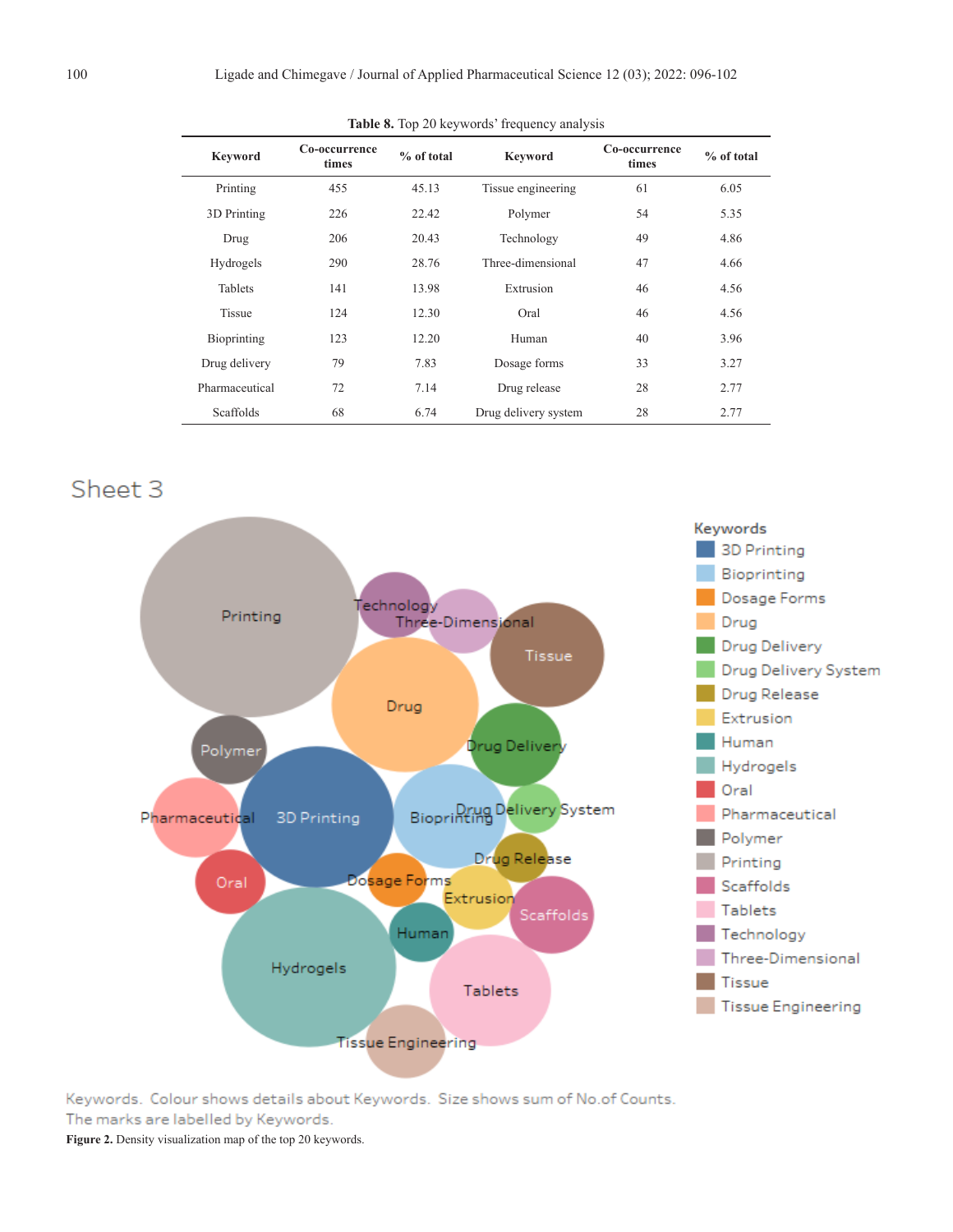**Table 8.** Top 20 keywords' frequency analysis

| Keyword | Co-occurrence times | % of total | Keyword | Co-occurrence times | % of total |
|---|---|---|---|---|---|
| Printing | 455 | 45.13 | Tissue engineering | 61 | 6.05 |
| 3D Printing | 226 | 22.42 | Polymer | 54 | 5.35 |
| Drug | 206 | 20.43 | Technology | 49 | 4.86 |
| Hydrogels | 290 | 28.76 | Three-dimensional | 47 | 4.66 |
| Tablets | 141 | 13.98 | Extrusion | 46 | 4.56 |
| Tissue | 124 | 12.30 | Oral | 46 | 4.56 |
| Bioprinting | 123 | 12.20 | Human | 40 | 3.96 |
| Drug delivery | 79 | 7.83 | Dosage forms | 33 | 3.27 |
| Pharmaceutical | 72 | 7.14 | Drug release | 28 | 2.77 |
| Scaffolds | 68 | 6.74 | Drug delivery system | 28 | 2.77 |

Sheet 3

Keywords. Colour shows details about Keywords. Size shows sum of No.of Counts. The marks are labelled by Keywords.

**Figure 2.** Density visualization map of the top 20 keywords.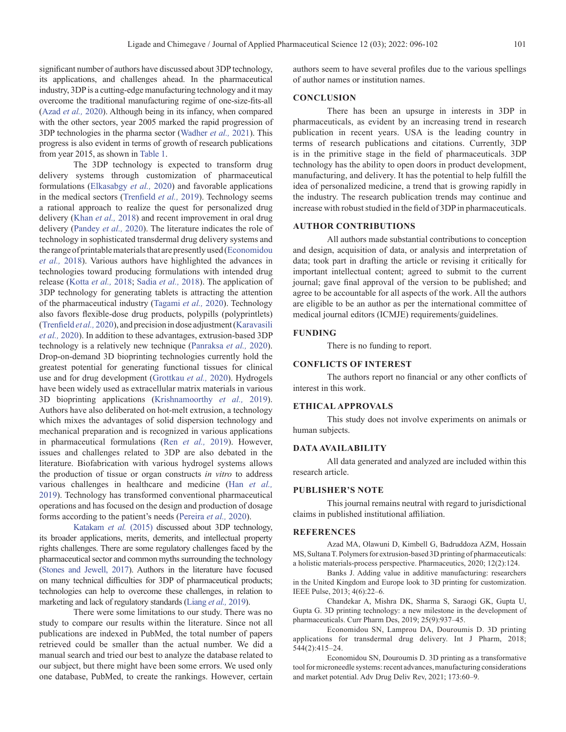significant number of authors have discussed about 3DP technology, its applications, and challenges ahead. In the pharmaceutical industry, 3DP is a cutting-edge manufacturing technology and it may overcome the traditional manufacturing regime of one-size-fits-all (Azad *et al.,* 2020). Although being in its infancy, when compared with the other sectors, year 2005 marked the rapid progression of 3DP technologies in the pharma sector (Wadher *et al.,* 2021). This progress is also evident in terms of growth of research publications from year 2015, as shown in Table 1.

The 3DP technology is expected to transform drug delivery systems through customization of pharmaceutical formulations (Elkasabgy *et al.,* 2020) and favorable applications in the medical sectors (Trenfield *et al.,* 2019). Technology seems a rational approach to realize the quest for personalized drug delivery (Khan *et al.,* 2018) and recent improvement in oral drug delivery (Pandey *et al.,* 2020). The literature indicates the role of technology in sophisticated transdermal drug delivery systems and the range of printable materials that are presently used (Economidou *et al.,* 2018). Various authors have highlighted the advances in technologies toward producing formulations with intended drug release (Kotta *et al.,* 2018; Sadia *et al.,* 2018). The application of 3DP technology for generating tablets is attracting the attention of the pharmaceutical industry (Tagami *et al.,* 2020). Technology also favors flexible-dose drug products, polypills (polyprintlets) (Trenfield *et al.,* 2020), and precision in dose adjustment (Karavasili *et al.,* 2020). In addition to these advantages, extrusion-based 3DP technology is a relatively new technique (Panraksa *et al.,* 2020). Drop-on-demand 3D bioprinting technologies currently hold the greatest potential for generating functional tissues for clinical use and for drug development (Grottkau *et al.,* 2020). Hydrogels have been widely used as extracellular matrix materials in various 3D bioprinting applications (Krishnamoorthy *et al.,* 2019). Authors have also deliberated on hot-melt extrusion, a technology which mixes the advantages of solid dispersion technology and mechanical preparation and is recognized in various applications in pharmaceutical formulations (Ren *et al.,* 2019). However, issues and challenges related to 3DP are also debated in the literature. Biofabrication with various hydrogel systems allows the production of tissue or organ constructs *in vitro* to address various challenges in healthcare and medicine (Han *et al.,* 2019). Technology has transformed conventional pharmaceutical operations and has focused on the design and production of dosage forms according to the patient's needs (Pereira *et al.,* 2020).

Katakam *et al.* (2015) discussed about 3DP technology, its broader applications, merits, demerits, and intellectual property rights challenges. There are some regulatory challenges faced by the pharmaceutical sector and common myths surrounding the technology (Stones and Jewell, 2017). Authors in the literature have focused on many technical difficulties for 3DP of pharmaceutical products; technologies can help to overcome these challenges, in relation to marketing and lack of regulatory standards (Liang *et al.,* 2019).

There were some limitations to our study. There was no study to compare our results within the literature. Since not all publications are indexed in PubMed, the total number of papers retrieved could be smaller than the actual number. We did a manual search and tried our best to analyze the database related to our subject, but there might have been some errors. We used only one database, PubMed, to create the rankings. However, certain authors seem to have several profiles due to the various spellings of author names or institution names.

## CONCLUSION

There has been an upsurge in interests in 3DP in pharmaceuticals, as evident by an increasing trend in research publication in recent years. USA is the leading country in terms of research publications and citations. Currently, 3DP is in the primitive stage in the field of pharmaceuticals. 3DP technology has the ability to open doors in product development, manufacturing, and delivery. It has the potential to help fulfill the idea of personalized medicine, a trend that is growing rapidly in the industry. The research publication trends may continue and increase with robust studied in the field of 3DP in pharmaceuticals.

## AUTHOR CONTRIBUTIONS

All authors made substantial contributions to conception and design, acquisition of data, or analysis and interpretation of data; took part in drafting the article or revising it critically for important intellectual content; agreed to submit to the current journal; gave final approval of the version to be published; and agree to be accountable for all aspects of the work. All the authors are eligible to be an author as per the international committee of medical journal editors (ICMJE) requirements/guidelines.

## FUNDING

There is no funding to report.

## CONFLICTS OF INTEREST

The authors report no financial or any other conflicts of interest in this work.

## ETHICAL APPROVALS

This study does not involve experiments on animals or human subjects.

## DATA AVAILABILITY

All data generated and analyzed are included within this research article.

## PUBLISHER'S NOTE

This journal remains neutral with regard to jurisdictional claims in published institutional affiliation.

## REFERENCES

Azad MA, Olawuni D, Kimbell G, Badruddoza AZM, Hossain MS, Sultana T. Polymers for extrusion-based 3D printing of pharmaceuticals: a holistic materials-process perspective. Pharmaceutics, 2020; 12(2):124.

Banks J. Adding value in additive manufacturing: researchers in the United Kingdom and Europe look to 3D printing for customization. IEEE Pulse, 2013; 4(6):22–6.

Chandekar A, Mishra DK, Sharma S, Saraogi GK, Gupta U, Gupta G. 3D printing technology: a new milestone in the development of pharmaceuticals. Curr Pharm Des, 2019; 25(9):937–45.

Economidou SN, Lamprou DA, Douroumis D. 3D printing applications for transdermal drug delivery. Int J Pharm, 2018; 544(2):415–24.

Economidou SN, Douroumis D. 3D printing as a transformative tool for microneedle systems: recent advances, manufacturing considerations and market potential. Adv Drug Deliv Rev, 2021; 173:60–9.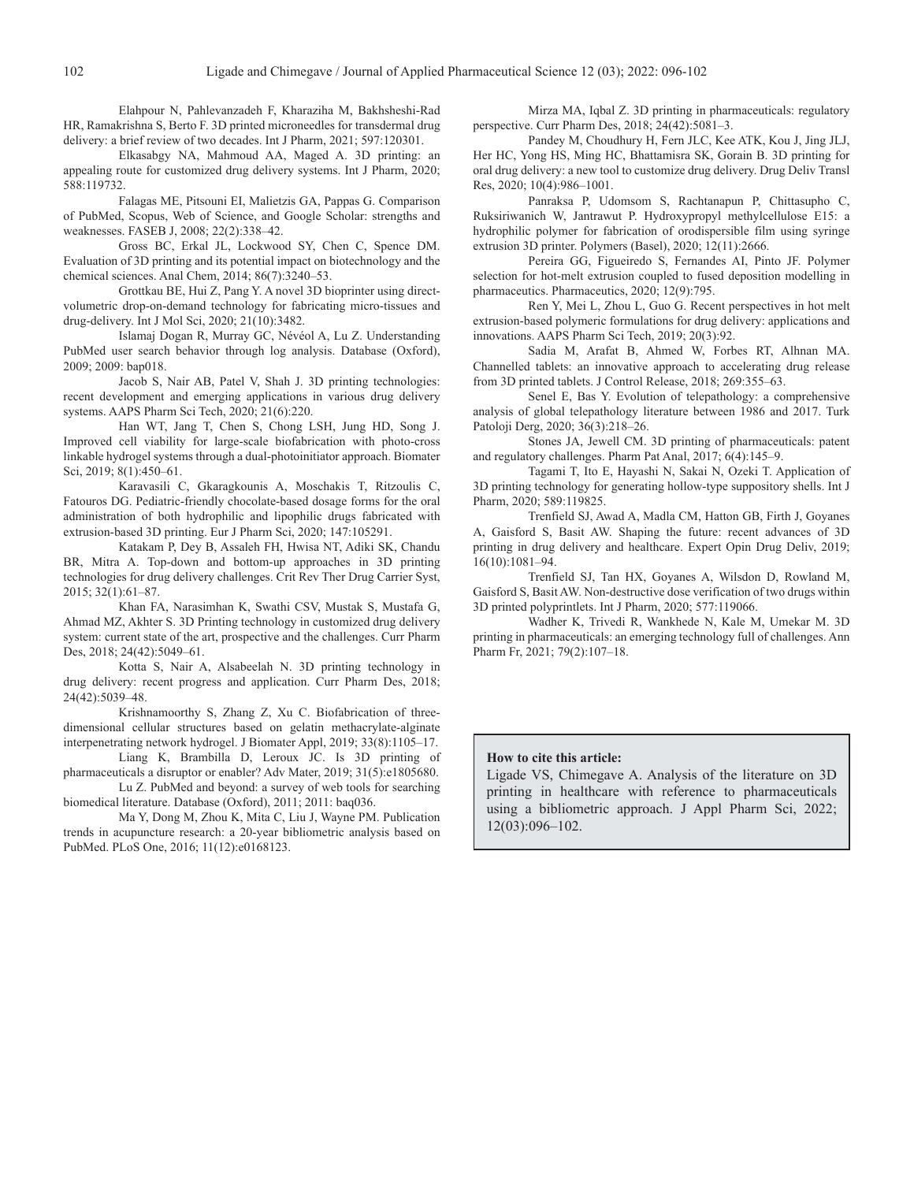Elahpour N, Pahlevanzadeh F, Kharaziha M, Bakhsheshi-Rad HR, Ramakrishna S, Berto F. 3D printed microneedles for transdermal drug delivery: a brief review of two decades. Int J Pharm, 2021; 597:120301.

Elkasabgy NA, Mahmoud AA, Maged A. 3D printing: an appealing route for customized drug delivery systems. Int J Pharm, 2020; 588:119732.

Falagas ME, Pitsouni EI, Malietzis GA, Pappas G. Comparison of PubMed, Scopus, Web of Science, and Google Scholar: strengths and weaknesses. FASEB J, 2008; 22(2):338–42.

Gross BC, Erkal JL, Lockwood SY, Chen C, Spence DM. Evaluation of 3D printing and its potential impact on biotechnology and the chemical sciences. Anal Chem, 2014; 86(7):3240–53.

Grottkau BE, Hui Z, Pang Y. A novel 3D bioprinter using direct-volumetric drop-on-demand technology for fabricating micro-tissues and drug-delivery. Int J Mol Sci, 2020; 21(10):3482.

Islamaj Dogan R, Murray GC, Névéol A, Lu Z. Understanding PubMed user search behavior through log analysis. Database (Oxford), 2009; 2009: bap018.

Jacob S, Nair AB, Patel V, Shah J. 3D printing technologies: recent development and emerging applications in various drug delivery systems. AAPS Pharm Sci Tech, 2020; 21(6):220.

Han WT, Jang T, Chen S, Chong LSH, Jung HD, Song J. Improved cell viability for large-scale biofabrication with photo-cross linkable hydrogel systems through a dual-photoinitiator approach. Biomater Sci, 2019; 8(1):450–61.

Karavasili C, Gkaragkounis A, Moschakis T, Ritzoulis C, Fatouros DG. Pediatric-friendly chocolate-based dosage forms for the oral administration of both hydrophilic and lipophilic drugs fabricated with extrusion-based 3D printing. Eur J Pharm Sci, 2020; 147:105291.

Katakam P, Dey B, Assaleh FH, Hwisa NT, Adiki SK, Chandu BR, Mitra A. Top-down and bottom-up approaches in 3D printing technologies for drug delivery challenges. Crit Rev Ther Drug Carrier Syst, 2015; 32(1):61–87.

Khan FA, Narasimhan K, Swathi CSV, Mustak S, Mustafa G, Ahmad MZ, Akhter S. 3D Printing technology in customized drug delivery system: current state of the art, prospective and the challenges. Curr Pharm Des, 2018; 24(42):5049–61.

Kotta S, Nair A, Alsabeelah N. 3D printing technology in drug delivery: recent progress and application. Curr Pharm Des, 2018; 24(42):5039–48.

Krishnamoorthy S, Zhang Z, Xu C. Biofabrication of three-dimensional cellular structures based on gelatin methacrylate-alginate interpenetrating network hydrogel. J Biomater Appl, 2019; 33(8):1105–17.

Liang K, Brambilla D, Leroux JC. Is 3D printing of pharmaceuticals a disruptor or enabler? Adv Mater, 2019; 31(5):e1805680.

Lu Z. PubMed and beyond: a survey of web tools for searching biomedical literature. Database (Oxford), 2011; 2011: baq036.

Ma Y, Dong M, Zhou K, Mita C, Liu J, Wayne PM. Publication trends in acupuncture research: a 20-year bibliometric analysis based on PubMed. PLoS One, 2016; 11(12):e0168123.

Mirza MA, Iqbal Z. 3D printing in pharmaceuticals: regulatory perspective. Curr Pharm Des, 2018; 24(42):5081–3.

Pandey M, Choudhury H, Fern JLC, Kee ATK, Kou J, Jing JLJ, Her HC, Yong HS, Ming HC, Bhattamisra SK, Gorain B. 3D printing for oral drug delivery: a new tool to customize drug delivery. Drug Deliv Transl Res, 2020; 10(4):986–1001.

Panraksa P, Udomsom S, Rachtanapun P, Chittasupho C, Ruksiriwanich W, Jantrawut P. Hydroxypropyl methylcellulose E15: a hydrophilic polymer for fabrication of orodispersible film using syringe extrusion 3D printer. Polymers (Basel), 2020; 12(11):2666.

Pereira GG, Figueiredo S, Fernandes AI, Pinto JF. Polymer selection for hot-melt extrusion coupled to fused deposition modelling in pharmaceutics. Pharmaceutics, 2020; 12(9):795.

Ren Y, Mei L, Zhou L, Guo G. Recent perspectives in hot melt extrusion-based polymeric formulations for drug delivery: applications and innovations. AAPS Pharm Sci Tech, 2019; 20(3):92.

Sadia M, Arafat B, Ahmed W, Forbes RT, Alhnan MA. Channelled tablets: an innovative approach to accelerating drug release from 3D printed tablets. J Control Release, 2018; 269:355–63.

Senel E, Bas Y. Evolution of telepathology: a comprehensive analysis of global telepathology literature between 1986 and 2017. Turk Patoloji Derg, 2020; 36(3):218–26.

Stones JA, Jewell CM. 3D printing of pharmaceuticals: patent and regulatory challenges. Pharm Pat Anal, 2017; 6(4):145–9.

Tagami T, Ito E, Hayashi N, Sakai N, Ozeki T. Application of 3D printing technology for generating hollow-type suppository shells. Int J Pharm, 2020; 589:119825.

Trenfield SJ, Awad A, Madla CM, Hatton GB, Firth J, Goyanes A, Gaisford S, Basit AW. Shaping the future: recent advances of 3D printing in drug delivery and healthcare. Expert Opin Drug Deliv, 2019; 16(10):1081–94.

Trenfield SJ, Tan HX, Goyanes A, Wilsdon D, Rowland M, Gaisford S, Basit AW. Non-destructive dose verification of two drugs within 3D printed polyprintlets. Int J Pharm, 2020; 577:119066.

Wadher K, Trivedi R, Wankhede N, Kale M, Umekar M. 3D printing in pharmaceuticals: an emerging technology full of challenges. Ann Pharm Fr, 2021; 79(2):107–18.

**How to cite this article:**

Ligade VS, Chimegave A. Analysis of the literature on 3D printing in healthcare with reference to pharmaceuticals using a bibliometric approach. J Appl Pharm Sci, 2022; 12(03):096–102.